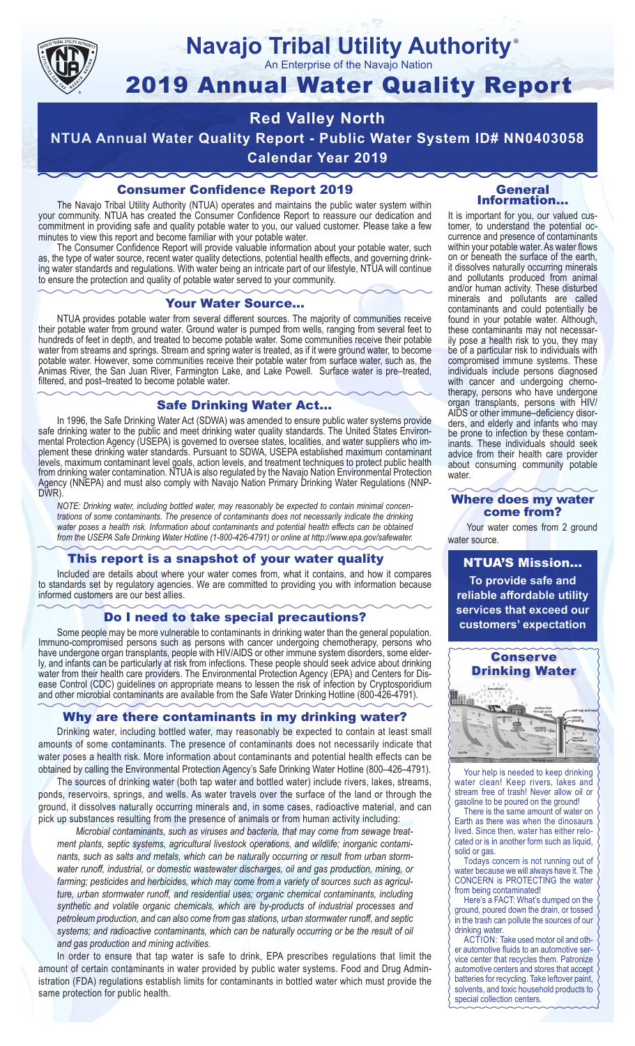# Navajo Tribal Utility Authority®

An Enterprise of the Navajo Nation

# 2019 Annual Water Quality Report

## Red Valley North

## NTUA Annual Water Quality Report - Public Water System ID# NN0403058

## Calendar Year 2019

### Consumer Confidence Report 2019

The Navajo Tribal Utility Authority (NTUA) operates and maintains the public water system within your community. NTUA has created the Consumer Confidence Report to reassure our dedication and commitment in providing safe and quality potable water to you, our valued customer. Please take a few minutes to view this report and become familiar with your potable water.

The Consumer Confidence Report will provide valuable information about your potable water, such as, the type of water source, recent water quality detections, potential health effects, and governing drinking water standards and regulations. With water being an intricate part of our lifestyle, NTUA will continue to ensure the protection and quality of potable water served to your community.

### Your Water Source…

NTUA provides potable water from several different sources. The majority of communities receive their potable water from ground water. Ground water is pumped from wells, ranging from several feet to hundreds of feet in depth, and treated to become potable water. Some communities receive their potable water from streams and springs. Stream and spring water is treated, as if it were ground water, to become potable water. However, some communities receive their potable water from surface water, such as, the Animas River, the San Juan River, Farmington Lake, and Lake Powell. Surface water is pre–treated, filtered, and post–treated to become potable water.

### Safe Drinking Water Act…

In 1996, the Safe Drinking Water Act (SDWA) was amended to ensure public water systems provide safe drinking water to the public and meet drinking water quality standards. The United States Environmental Protection Agency (USEPA) is governed to oversee states, localities, and water suppliers who implement these drinking water standards. Pursuant to SDWA, USEPA established maximum contaminant levels, maximum contaminant level goals, action levels, and treatment techniques to protect public health from drinking water contamination. NTUA is also regulated by the Navajo Nation Environmental Protection Agency (NNEPA) and must also comply with Navajo Nation Primary Drinking Water Regulations (NNPDWR).

*NOTE: Drinking water, including bottled water, may reasonably be expected to contain minimal concentrations of some contaminants. The presence of contaminants does not necessarily indicate the drinking water poses a health risk. Information about contaminants and potential health effects can be obtained from the USEPA Safe Drinking Water Hotline (1-800-426-4791) or online at http://www.epa.gov/safewater.*

### This report is a snapshot of your water quality

Included are details about where your water comes from, what it contains, and how it compares to standards set by regulatory agencies. We are committed to providing you with information because informed customers are our best allies.

### Do I need to take special precautions?

Some people may be more vulnerable to contaminants in drinking water than the general population. Immuno-compromised persons such as persons with cancer undergoing chemotherapy, persons who have undergone organ transplants, people with HIV/AIDS or other immune system disorders, some elderly, and infants can be particularly at risk from infections. These people should seek advice about drinking water from their health care providers. The Environmental Protection Agency (EPA) and Centers for Disease Control (CDC) guidelines on appropriate means to lessen the risk of infection by Cryptosporidium and other microbial contaminants are available from the Safe Water Drinking Hotline (800-426-4791).

### Why are there contaminants in my drinking water?

Drinking water, including bottled water, may reasonably be expected to contain at least small amounts of some contaminants. The presence of contaminants does not necessarily indicate that water poses a health risk. More information about contaminants and potential health effects can be obtained by calling the Environmental Protection Agency's Safe Drinking Water Hotline (800–426–4791).

The sources of drinking water (both tap water and bottled water) include rivers, lakes, streams, ponds, reservoirs, springs, and wells. As water travels over the surface of the land or through the ground, it dissolves naturally occurring minerals and, in some cases, radioactive material, and can pick up substances resulting from the presence of animals or from human activity including:

*Microbial contaminants, such as viruses and bacteria, that may come from sewage treatment plants, septic systems, agricultural livestock operations, and wildlife; inorganic contaminants, such as salts and metals, which can be naturally occurring or result from urban stormwater runoff, industrial, or domestic wastewater discharges, oil and gas production, mining, or farming; pesticides and herbicides, which may come from a variety of sources such as agriculture, urban stormwater runoff, and residential uses; organic chemical contaminants, including synthetic and volatile organic chemicals, which are by-products of industrial processes and petroleum production, and can also come from gas stations, urban stormwater runoff, and septic systems; and radioactive contaminants, which can be naturally occurring or be the result of oil and gas production and mining activities.*

In order to ensure that tap water is safe to drink, EPA prescribes regulations that limit the amount of certain contaminants in water provided by public water systems. Food and Drug Administration (FDA) regulations establish limits for contaminants in bottled water which must provide the same protection for public health.

### General Information…

It is important for you, our valued customer, to understand the potential occurrence and presence of contaminants within your potable water. As water flows on or beneath the surface of the earth, it dissolves naturally occurring minerals and pollutants produced from animal and/or human activity. These disturbed minerals and pollutants are called contaminants and could potentially be found in your potable water. Although, these contaminants may not necessarily pose a health risk to you, they may be of a particular risk to individuals with compromised immune systems. These individuals include persons diagnosed with cancer and undergoing chemotherapy, persons who have undergone organ transplants, persons with HIV/AIDS or other immune–deficiency disorders, and elderly and infants who may be prone to infection by these contaminants. These individuals should seek advice from their health care provider about consuming community potable water.

### Where does my water come from?

Your water comes from 2 ground water source.

### NTUA'S Mission…

**To provide safe and reliable affordable utility services that exceed our customers' expectation**

### Conserve Drinking Water

Your help is needed to keep drinking water clean! Keep rivers, lakes and stream free of trash! Never allow oil or gasoline to be poured on the ground!

There is the same amount of water on Earth as there was when the dinosaurs lived. Since then, water has either relocated or is in another form such as liquid, solid or gas.

Todays concern is not running out of water because we will always have it. The CONCERN is PROTECTING the water from being contaminated!

Here's a FACT: What's dumped on the ground, poured down the drain, or tossed in the trash can pollute the sources of our drinking water.

ACTION: Take used motor oil and other automotive fluids to an automotive service center that recycles them. Patronize automotive centers and stores that accept batteries for recycling. Take leftover paint, solvents, and toxic household products to special collection centers.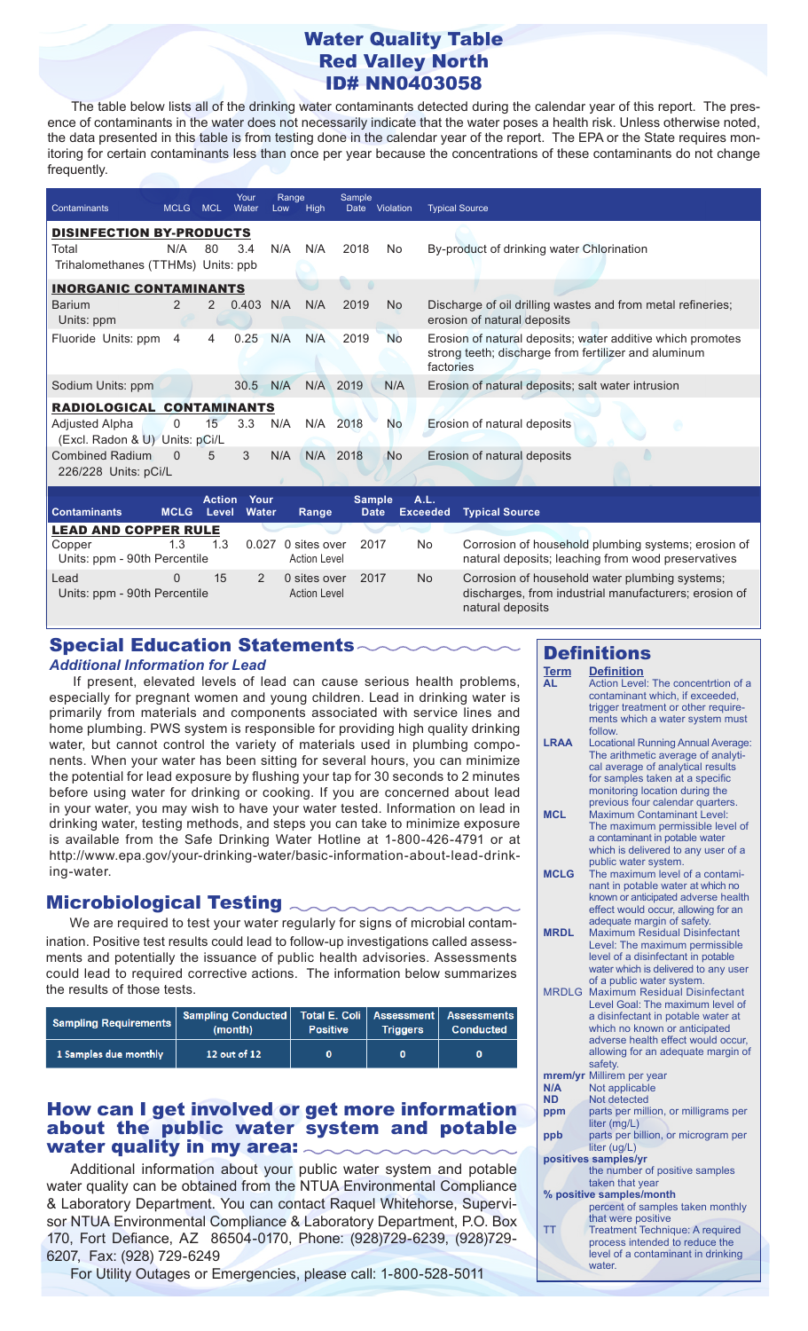# Water Quality Table
# Red Valley North
# ID# NN0403058

The table below lists all of the drinking water contaminants detected during the calendar year of this report. The presence of contaminants in the water does not necessarily indicate that the water poses a health risk. Unless otherwise noted, the data presented in this table is from testing done in the calendar year of the report. The EPA or the State requires monitoring for certain contaminants less than once per year because the concentrations of these contaminants do not change frequently.

| Contaminants | MCLG | MCL | Your Water | Range Low | Range High | Sample Date | Violation | Typical Source |
|---|---|---|---|---|---|---|---|---|
| **DISINFECTION BY-PRODUCTS** | | | | | | | | |
| Total Trihalomethanes (TTHMs) Units: ppb | N/A | 80 | 3.4 | N/A | N/A | 2018 | No | By-product of drinking water Chlorination |
| **INORGANIC CONTAMINANTS** | | | | | | | | |
| Barium Units: ppm | 2 | 2 | 0.403 | N/A | N/A | 2019 | No | Discharge of oil drilling wastes and from metal refineries; erosion of natural deposits |
| Fluoride Units: ppm | 4 | 4 | 0.25 | N/A | N/A | 2019 | No | Erosion of natural deposits; water additive which promotes strong teeth; discharge from fertilizer and aluminum factories |
| Sodium Units: ppm | | | 30.5 | N/A | N/A | 2019 | N/A | Erosion of natural deposits; salt water intrusion |
| **RADIOLOGICAL CONTAMINANTS** | | | | | | | | |
| Adjusted Alpha (Excl. Radon & U) Units: pCi/L | 0 | 15 | 3.3 | N/A | N/A | 2018 | No | Erosion of natural deposits |
| Combined Radium 226/228 Units: pCi/L | 0 | 5 | 3 | N/A | N/A | 2018 | No | Erosion of natural deposits |

| Contaminants | MCLG | Action Level | Your Water | Range | Sample Date | A.L. Exceeded | Typical Source |
|---|---|---|---|---|---|---|---|
| **LEAD AND COPPER RULE** | | | | | | | |
| Copper Units: ppm - 90th Percentile | 1.3 | 1.3 | 0.027 | 0 sites over Action Level | 2017 | No | Corrosion of household plumbing systems; erosion of natural deposits; leaching from wood preservatives |
| Lead Units: ppm - 90th Percentile | 0 | 15 | 2 | 0 sites over Action Level | 2017 | No | Corrosion of household water plumbing systems; discharges, from industrial manufacturers; erosion of natural deposits |

## Special Education Statements

### *Additional Information for Lead*

If present, elevated levels of lead can cause serious health problems, especially for pregnant women and young children. Lead in drinking water is primarily from materials and components associated with service lines and home plumbing. PWS system is responsible for providing high quality drinking water, but cannot control the variety of materials used in plumbing components. When your water has been sitting for several hours, you can minimize the potential for lead exposure by flushing your tap for 30 seconds to 2 minutes before using water for drinking or cooking. If you are concerned about lead in your water, you may wish to have your water tested. Information on lead in drinking water, testing methods, and steps you can take to minimize exposure is available from the Safe Drinking Water Hotline at 1-800-426-4791 or at http://www.epa.gov/your-drinking-water/basic-information-about-lead-drinking-water.

## Microbiological Testing

We are required to test your water regularly for signs of microbial contamination. Positive test results could lead to follow-up investigations called assessments and potentially the issuance of public health advisories. Assessments could lead to required corrective actions. The information below summarizes the results of those tests.

| Sampling Requirements | Sampling Conducted (month) | Total E. Coli Positive | Assessment Triggers | Assessments Conducted |
|---|---|---|---|---|
| 1 Samples due monthly | 12 out of 12 | 0 | 0 | 0 |

## How can I get involved or get more information about the public water system and potable water quality in my area:

Additional information about your public water system and potable water quality can be obtained from the NTUA Environmental Compliance & Laboratory Department. You can contact Raquel Whitehorse, Supervisor NTUA Environmental Compliance & Laboratory Department, P.O. Box 170, Fort Defiance, AZ 86504-0170, Phone: (928)729-6239, (928)729-6207, Fax: (928) 729-6249

For Utility Outages or Emergencies, please call: 1-800-528-5011

## Definitions

| Term | Definition |
|---|---|
| AL | Action Level: The concentrtion of a contaminant which, if exceeded, trigger treatment or other requirements which a water system must follow. |
| LRAA | Locational Running Annual Average: The arithmetic average of analytical results for samples taken at a specific monitoring location during the previous four calendar quarters. |
| MCL | Maximum Contaminant Level: The maximum permissible level of a contaminant in potable water which is delivered to any user of a public water system. |
| MCLG | The maximum level of a contaminant in potable water at which no known or anticipated adverse health effect would occur, allowing for an adequate margin of safety. |
| MRDL | Maximum Residual Disinfectant Level: The maximum permissible level of a disinfectant in potable water which is delivered to any user of a public water system. |
| MRDLG | Maximum Residual Disinfectant Level Goal: The maximum level of a disinfectant in potable water at which no known or anticipated adverse health effect would occur, allowing for an adequate margin of safety. |
| mrem/yr | Millirem per year |
| N/A | Not applicable |
| ND | Not detected |
| ppm | parts per million, or milligrams per liter (mg/L) |
| ppb | parts per billion, or microgram per liter (ug/L) |
| positives samples/yr | the number of positive samples taken that year |
| % positive samples/month | percent of samples taken monthly that were positive |
| TT | Treatment Technique: A required process intended to reduce the level of a contaminant in drinking water. |